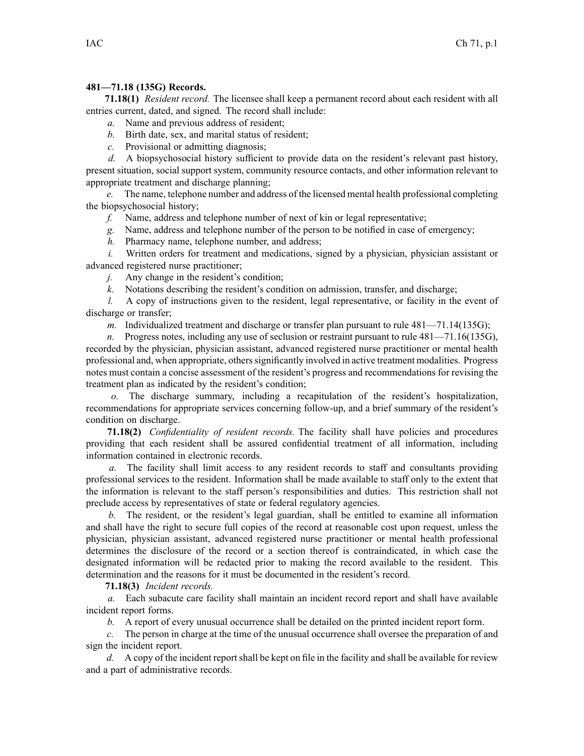**481—71.18 (135G) Records.**

**71.18(1)** *Resident record.* The licensee shall keep a permanent record about each resident with all entries current, dated, and signed. The record shall include:

*a.* Name and previous address of resident;

*b.* Birth date, sex, and marital status of resident;

*c.* Provisional or admitting diagnosis;

*d.* A biopsychosocial history sufficient to provide data on the resident's relevant past history, present situation, social support system, community resource contacts, and other information relevant to appropriate treatment and discharge planning;

*e.* The name, telephone number and address of the licensed mental health professional completing the biopsychosocial history;

*f.* Name, address and telephone number of next of kin or legal representative;

*g.* Name, address and telephone number of the person to be notified in case of emergency;

*h.* Pharmacy name, telephone number, and address;

*i.* Written orders for treatment and medications, signed by a physician, physician assistant or advanced registered nurse practitioner;

*j.* Any change in the resident's condition;

*k.* Notations describing the resident's condition on admission, transfer, and discharge;

*l.* A copy of instructions given to the resident, legal representative, or facility in the event of discharge or transfer;

*m.* Individualized treatment and discharge or transfer plan pursuant to rule 481—71.14(135G);

*n.* Progress notes, including any use of seclusion or restraint pursuant to rule 481—71.16(135G), recorded by the physician, physician assistant, advanced registered nurse practitioner or mental health professional and, when appropriate, others significantly involved in active treatment modalities. Progress notes must contain a concise assessment of the resident's progress and recommendations for revising the treatment plan as indicated by the resident's condition;

*o.* The discharge summary, including a recapitulation of the resident's hospitalization, recommendations for appropriate services concerning follow-up, and a brief summary of the resident's condition on discharge.

**71.18(2)** *Confidentiality of resident records.* The facility shall have policies and procedures providing that each resident shall be assured confidential treatment of all information, including information contained in electronic records.

*a.* The facility shall limit access to any resident records to staff and consultants providing professional services to the resident. Information shall be made available to staff only to the extent that the information is relevant to the staff person's responsibilities and duties. This restriction shall not preclude access by representatives of state or federal regulatory agencies.

*b.* The resident, or the resident's legal guardian, shall be entitled to examine all information and shall have the right to secure full copies of the record at reasonable cost upon request, unless the physician, physician assistant, advanced registered nurse practitioner or mental health professional determines the disclosure of the record or a section thereof is contraindicated, in which case the designated information will be redacted prior to making the record available to the resident. This determination and the reasons for it must be documented in the resident's record.

**71.18(3)** *Incident records.*

*a.* Each subacute care facility shall maintain an incident record report and shall have available incident report forms.

*b.* A report of every unusual occurrence shall be detailed on the printed incident report form.

*c.* The person in charge at the time of the unusual occurrence shall oversee the preparation of and sign the incident report.

*d.* A copy of the incident report shall be kept on file in the facility and shall be available for review and a part of administrative records.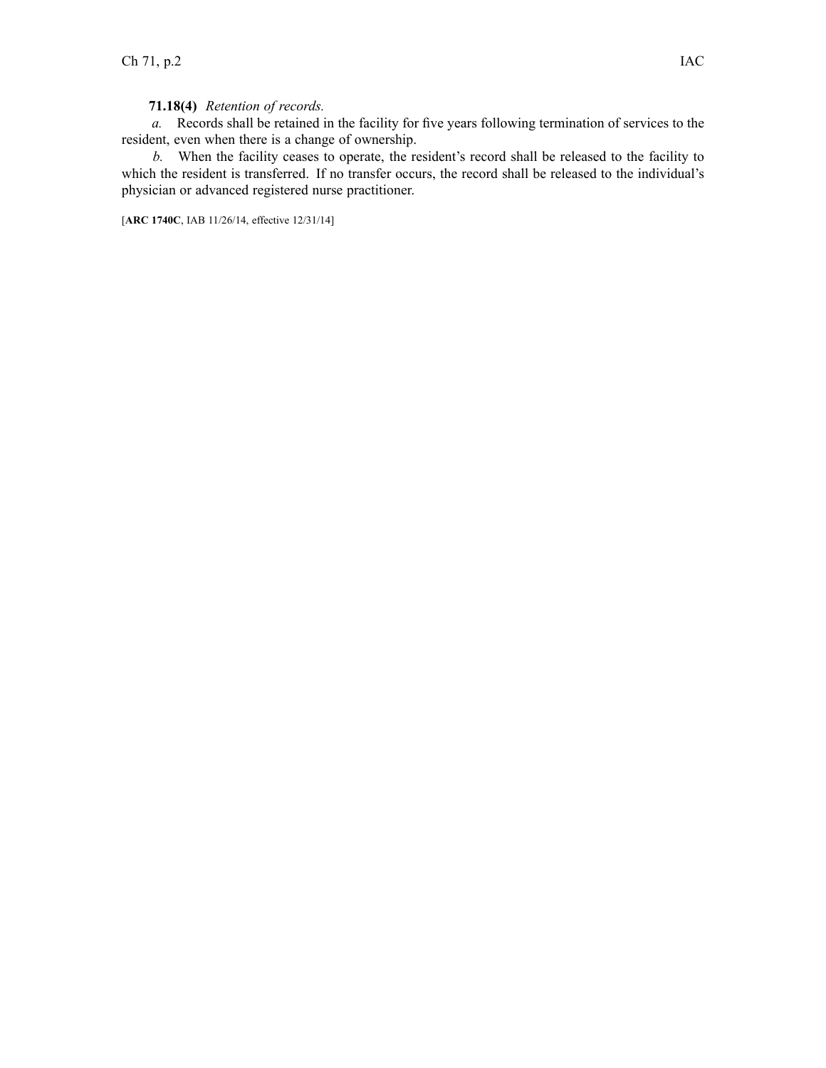**71.18(4)** *Retention of records.*

*a.* Records shall be retained in the facility for five years following termination of services to the resident, even when there is a change of ownership.

*b.* When the facility ceases to operate, the resident's record shall be released to the facility to which the resident is transferred. If no transfer occurs, the record shall be released to the individual's physician or advanced registered nurse practitioner.

[**ARC 1740C**, IAB 11/26/14, effective 12/31/14]